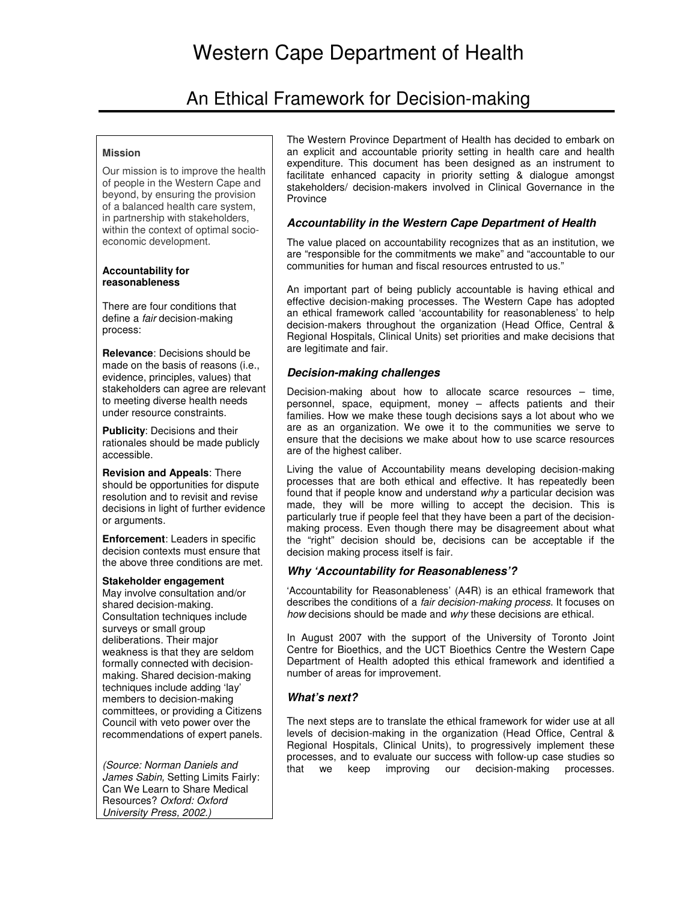# Western Cape Department of Health

## An Ethical Framework for Decision-making

**Mission**

Our mission is to improve the health of people in the Western Cape and beyond, by ensuring the provision of a balanced health care system, in partnership with stakeholders, within the context of optimal socio-economic development.

**Accountability for reasonableness**

There are four conditions that define a *fair* decision-making process:

**Relevance**: Decisions should be made on the basis of reasons (i.e., evidence, principles, values) that stakeholders can agree are relevant to meeting diverse health needs under resource constraints.

**Publicity**: Decisions and their rationales should be made publicly accessible.

**Revision and Appeals**: There should be opportunities for dispute resolution and to revisit and revise decisions in light of further evidence or arguments.

**Enforcement**: Leaders in specific decision contexts must ensure that the above three conditions are met.

**Stakeholder engagement**

May involve consultation and/or shared decision-making. Consultation techniques include surveys or small group deliberations. Their major weakness is that they are seldom formally connected with decision-making. Shared decision-making techniques include adding 'lay' members to decision-making committees, or providing a Citizens Council with veto power over the recommendations of expert panels.

*(Source: Norman Daniels and James Sabin,* Setting Limits Fairly: Can We Learn to Share Medical Resources? *Oxford: Oxford University Press, 2002.)*

The Western Province Department of Health has decided to embark on an explicit and accountable priority setting in health care and health expenditure. This document has been designed as an instrument to facilitate enhanced capacity in priority setting & dialogue amongst stakeholders/ decision-makers involved in Clinical Governance in the Province

### *Accountability in the Western Cape Department of Health*

The value placed on accountability recognizes that as an institution, we are "responsible for the commitments we make" and "accountable to our communities for human and fiscal resources entrusted to us."

An important part of being publicly accountable is having ethical and effective decision-making processes. The Western Cape has adopted an ethical framework called 'accountability for reasonableness' to help decision-makers throughout the organization (Head Office, Central & Regional Hospitals, Clinical Units) set priorities and make decisions that are legitimate and fair.

### *Decision-making challenges*

Decision-making about how to allocate scarce resources – time, personnel, space, equipment, money – affects patients and their families. How we make these tough decisions says a lot about who we are as an organization. We owe it to the communities we serve to ensure that the decisions we make about how to use scarce resources are of the highest caliber.

Living the value of Accountability means developing decision-making processes that are both ethical and effective. It has repeatedly been found that if people know and understand *why* a particular decision was made, they will be more willing to accept the decision. This is particularly true if people feel that they have been a part of the decision-making process. Even though there may be disagreement about what the "right" decision should be, decisions can be acceptable if the decision making process itself is fair.

### *Why 'Accountability for Reasonableness'?*

'Accountability for Reasonableness' (A4R) is an ethical framework that describes the conditions of a *fair decision-making process.* It focuses on *how* decisions should be made and *why* these decisions are ethical.

In August 2007 with the support of the University of Toronto Joint Centre for Bioethics, and the UCT Bioethics Centre the Western Cape Department of Health adopted this ethical framework and identified a number of areas for improvement.

### *What's next?*

The next steps are to translate the ethical framework for wider use at all levels of decision-making in the organization (Head Office, Central & Regional Hospitals, Clinical Units), to progressively implement these processes, and to evaluate our success with follow-up case studies so that we keep improving our decision-making processes.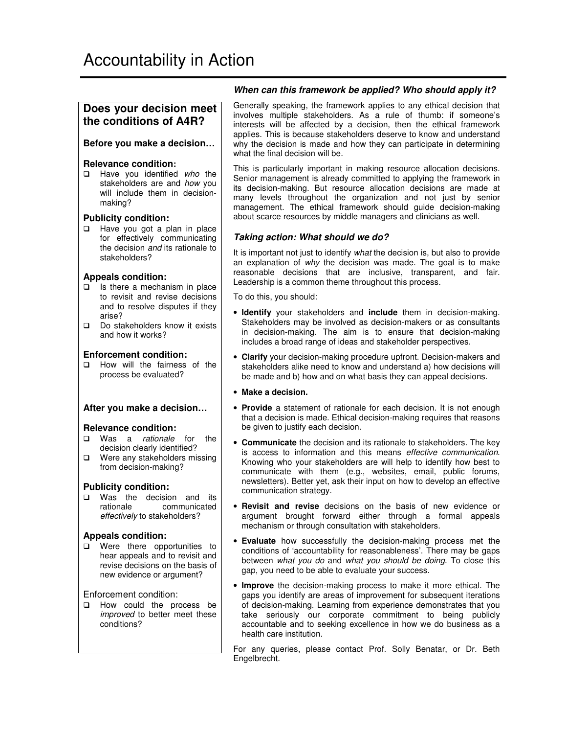# Accountability in Action

## Does your decision meet the conditions of A4R?

### Before you make a decision…

**Relevance condition:**

- ❑ Have you identified *who* the stakeholders are and *how* you will include them in decision-making?

**Publicity condition:**

- ❑ Have you got a plan in place for effectively communicating the decision *and* its rationale to stakeholders?

**Appeals condition:**

- ❑ Is there a mechanism in place to revisit and revise decisions and to resolve disputes if they arise?
- ❑ Do stakeholders know it exists and how it works?

**Enforcement condition:**

- ❑ How will the fairness of the process be evaluated?

### After you make a decision…

**Relevance condition:**

- ❑ Was a *rationale* for the decision clearly identified?
- ❑ Were any stakeholders missing from decision-making?

**Publicity condition:**

- ❑ Was the decision and its rationale communicated *effectively* to stakeholders?

**Appeals condition:**

- ❑ Were there opportunities to hear appeals and to revisit and revise decisions on the basis of new evidence or argument?

Enforcement condition:

- ❑ How could the process be *improved* to better meet these conditions?

### *When can this framework be applied? Who should apply it?*

Generally speaking, the framework applies to any ethical decision that involves multiple stakeholders. As a rule of thumb: if someone's interests will be affected by a decision, then the ethical framework applies. This is because stakeholders deserve to know and understand why the decision is made and how they can participate in determining what the final decision will be.

This is particularly important in making resource allocation decisions. Senior management is already committed to applying the framework in its decision-making. But resource allocation decisions are made at many levels throughout the organization and not just by senior management. The ethical framework should guide decision-making about scarce resources by middle managers and clinicians as well.

### *Taking action: What should we do?*

It is important not just to identify *what* the decision is, but also to provide an explanation of *why* the decision was made. The goal is to make reasonable decisions that are inclusive, transparent, and fair. Leadership is a common theme throughout this process.

To do this, you should:

- **Identify** your stakeholders and **include** them in decision-making. Stakeholders may be involved as decision-makers or as consultants in decision-making. The aim is to ensure that decision-making includes a broad range of ideas and stakeholder perspectives.
- **Clarify** your decision-making procedure upfront. Decision-makers and stakeholders alike need to know and understand a) how decisions will be made and b) how and on what basis they can appeal decisions.
- **Make a decision.**
- **Provide** a statement of rationale for each decision. It is not enough that a decision is made. Ethical decision-making requires that reasons be given to justify each decision.
- **Communicate** the decision and its rationale to stakeholders. The key is access to information and this means *effective communication*. Knowing who your stakeholders are will help to identify how best to communicate with them (e.g., websites, email, public forums, newsletters). Better yet, ask their input on how to develop an effective communication strategy.
- **Revisit and revise** decisions on the basis of new evidence or argument brought forward either through a formal appeals mechanism or through consultation with stakeholders.
- **Evaluate** how successfully the decision-making process met the conditions of 'accountability for reasonableness'. There may be gaps between *what you do* and *what you should be doing*. To close this gap, you need to be able to evaluate your success.
- **Improve** the decision-making process to make it more ethical. The gaps you identify are areas of improvement for subsequent iterations of decision-making. Learning from experience demonstrates that you take seriously our corporate commitment to being publicly accountable and to seeking excellence in how we do business as a health care institution.

For any queries, please contact Prof. Solly Benatar, or Dr. Beth Engelbrecht.